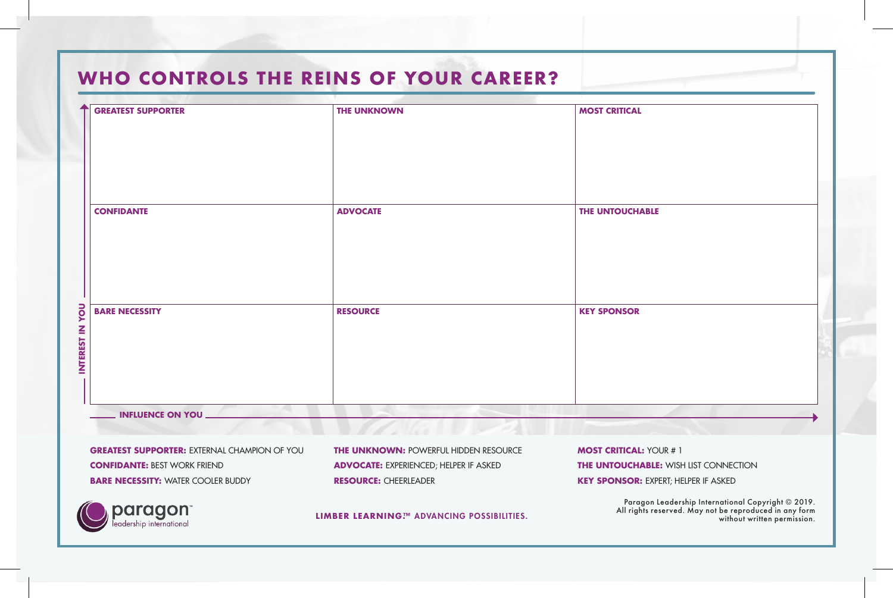# WHO CONTROLS THE REINS OF YOUR CAREER?

| **GREATEST SUPPORTER** | **THE UNKNOWN** | **MOST CRITICAL** |
|---|---|---|
| **CONFIDANTE** | **ADVOCATE** | **THE UNTOUCHABLE** |
| **BARE NECESSITY** | **RESOURCE** | **KEY SPONSOR** |

INTEREST IN YOU (vertical axis) — INFLUENCE ON YOU (horizontal axis)

**GREATEST SUPPORTER:** EXTERNAL CHAMPION OF YOU
**CONFIDANTE:** BEST WORK FRIEND
**BARE NECESSITY:** WATER COOLER BUDDY

**THE UNKNOWN:** POWERFUL HIDDEN RESOURCE
**ADVOCATE:** EXPERIENCED; HELPER IF ASKED
**RESOURCE:** CHEERLEADER

**MOST CRITICAL:** YOUR # 1
**THE UNTOUCHABLE:** WISH LIST CONNECTION
**KEY SPONSOR:** EXPERT; HELPER IF ASKED

paragon™ leadership international

**LIMBER LEARNING.™ ADVANCING POSSIBILITIES.**

Paragon Leadership International Copyright © 2019. All rights reserved. May not be reproduced in any form without written permission.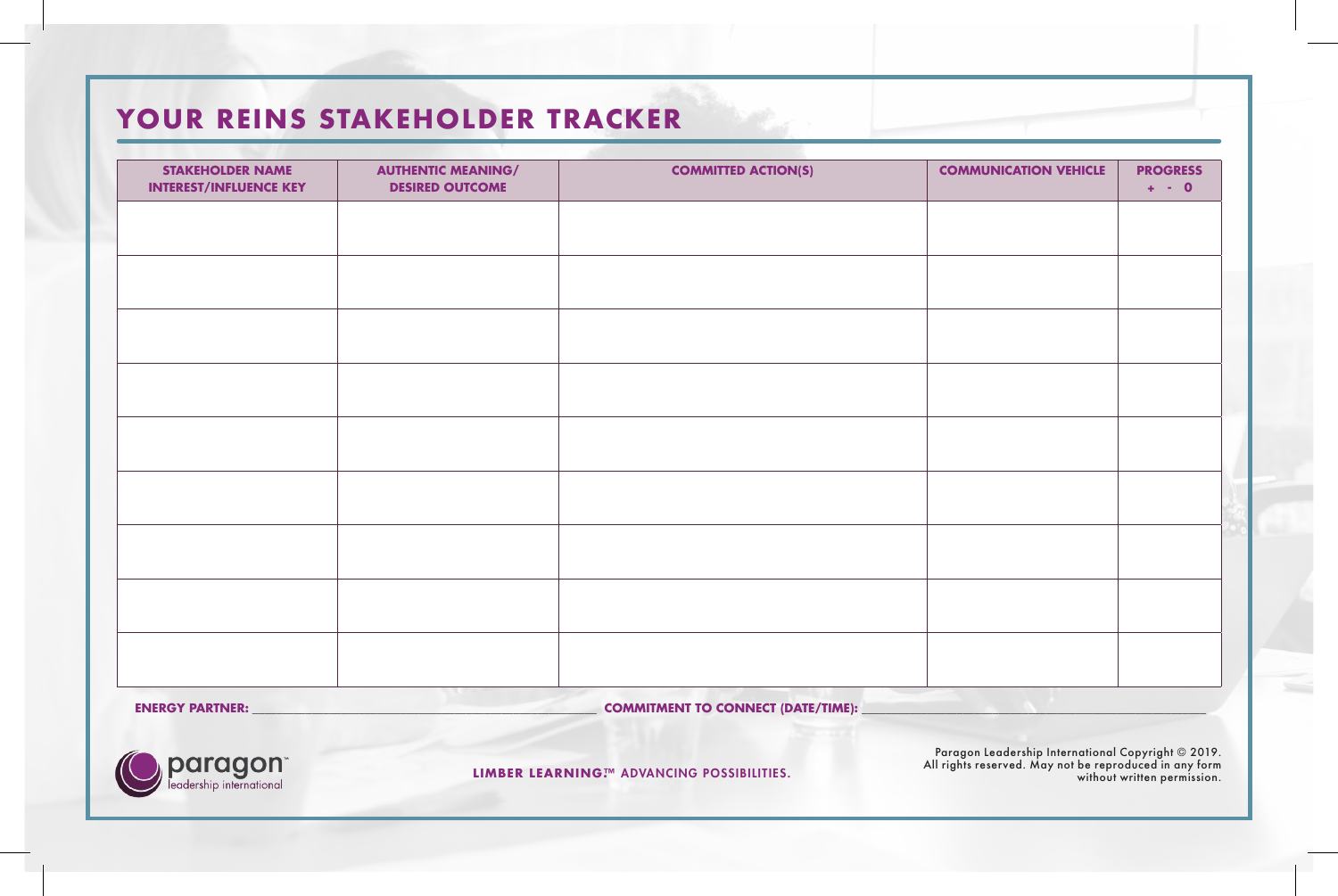# YOUR REINS STAKEHOLDER TRACKER

| STAKEHOLDER NAME INTEREST/INFLUENCE KEY | AUTHENTIC MEANING/ DESIRED OUTCOME | COMMITTED ACTION(S) | COMMUNICATION VEHICLE | PROGRESS + - 0 |
|---|---|---|---|---|
| | | | | |
| | | | | |
| | | | | |
| | | | | |
| | | | | |
| | | | | |
| | | | | |
| | | | | |
| | | | | |

**ENERGY PARTNER:** ______________________________ **COMMITMENT TO CONNECT (DATE/TIME):** ______________________________

paragon™ leadership international

**LIMBER LEARNING™** ADVANCING POSSIBILITIES.

Paragon Leadership International Copyright © 2019. All rights reserved. May not be reproduced in any form without written permission.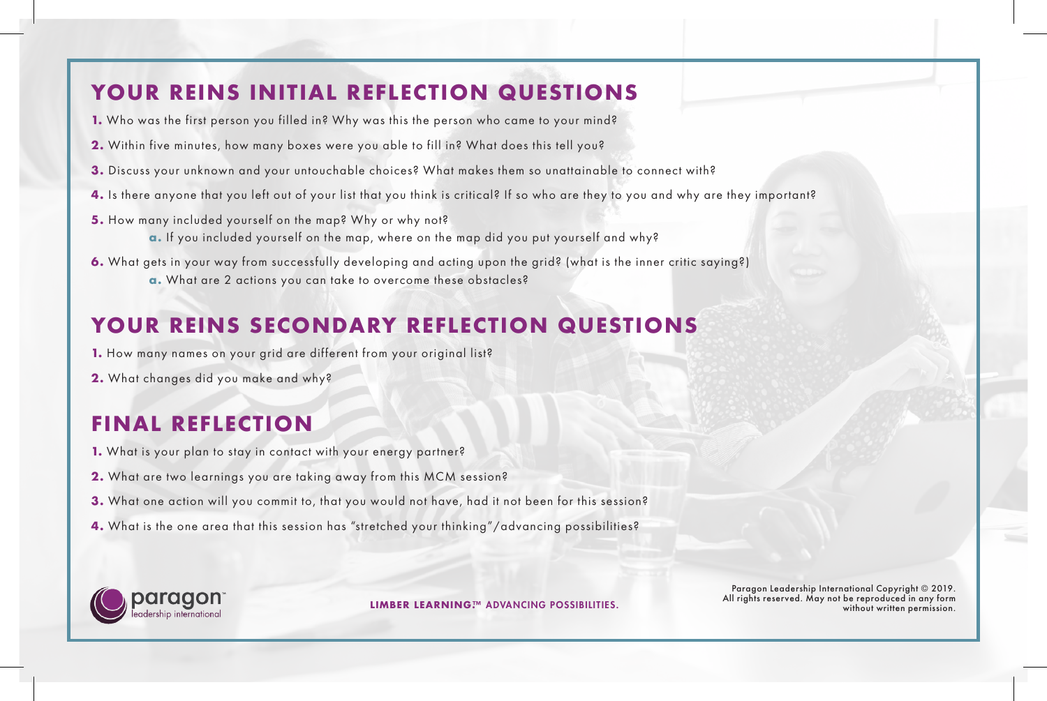## YOUR REINS INITIAL REFLECTION QUESTIONS

1. Who was the first person you filled in? Why was this the person who came to your mind?
2. Within five minutes, how many boxes were you able to fill in? What does this tell you?
3. Discuss your unknown and your untouchable choices? What makes them so unattainable to connect with?
4. Is there anyone that you left out of your list that you think is critical? If so who are they to you and why are they important?
5. How many included yourself on the map? Why or why not?
    a. If you included yourself on the map, where on the map did you put yourself and why?
6. What gets in your way from successfully developing and acting upon the grid? (what is the inner critic saying?)
    a. What are 2 actions you can take to overcome these obstacles?

## YOUR REINS SECONDARY REFLECTION QUESTIONS

1. How many names on your grid are different from your original list?
2. What changes did you make and why?

## FINAL REFLECTION

1. What is your plan to stay in contact with your energy partner?
2. What are two learnings you are taking away from this MCM session?
3. What one action will you commit to, that you would not have, had it not been for this session?
4. What is the one area that this session has "stretched your thinking"/advancing possibilities?

paragon™ leadership international

**LIMBER LEARNING™ ADVANCING POSSIBILITIES.**

Paragon Leadership International Copyright © 2019. All rights reserved. May not be reproduced in any form without written permission.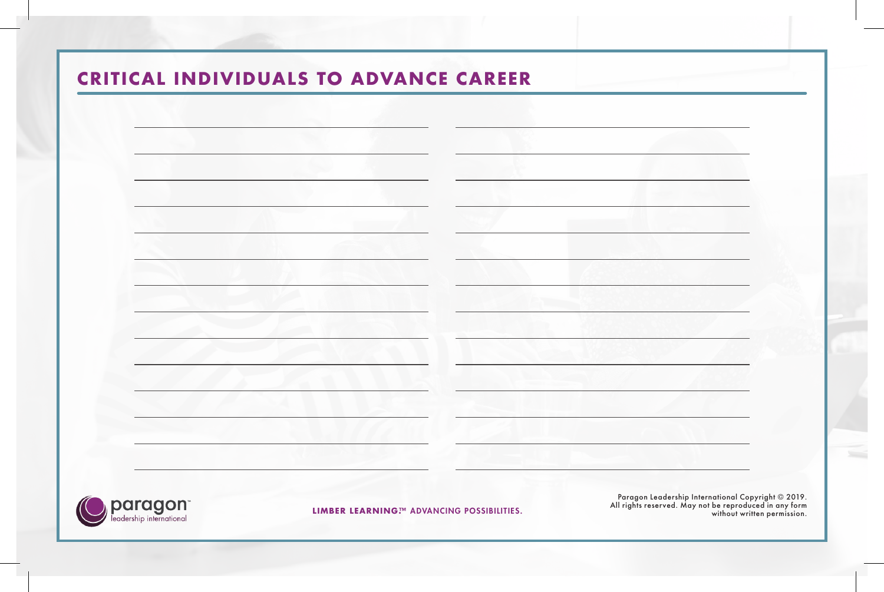# CRITICAL INDIVIDUALS TO ADVANCE CAREER

paragon™ leadership international

**LIMBER LEARNING.™** ADVANCING POSSIBILITIES.

Paragon Leadership International Copyright © 2019.
All rights reserved. May not be reproduced in any form without written permission.